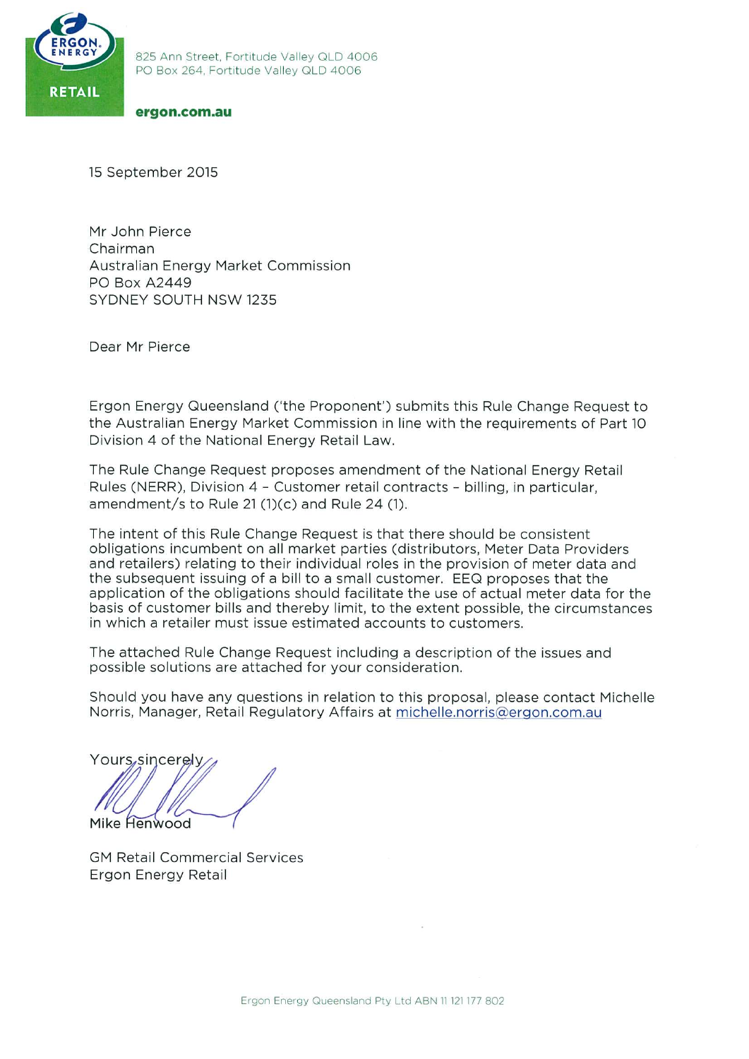ERGON ENERGY

RETAIL

825 Ann Street, Fortitude Valley QLD 4006
PO Box 264, Fortitude Valley QLD 4006

**ergon.com.au**

15 September 2015

Mr John Pierce
Chairman
Australian Energy Market Commission
PO Box A2449
SYDNEY SOUTH NSW 1235

Dear Mr Pierce

Ergon Energy Queensland ('the Proponent') submits this Rule Change Request to the Australian Energy Market Commission in line with the requirements of Part 10 Division 4 of the National Energy Retail Law.

The Rule Change Request proposes amendment of the National Energy Retail Rules (NERR), Division 4 - Customer retail contracts - billing, in particular, amendment/s to Rule 21 (1)(c) and Rule 24 (1).

The intent of this Rule Change Request is that there should be consistent obligations incumbent on all market parties (distributors, Meter Data Providers and retailers) relating to their individual roles in the provision of meter data and the subsequent issuing of a bill to a small customer. EEQ proposes that the application of the obligations should facilitate the use of actual meter data for the basis of customer bills and thereby limit, to the extent possible, the circumstances in which a retailer must issue estimated accounts to customers.

The attached Rule Change Request including a description of the issues and possible solutions are attached for your consideration.

Should you have any questions in relation to this proposal, please contact Michelle Norris, Manager, Retail Regulatory Affairs at michelle.norris@ergon.com.au

Yours sincerely

Mike Henwood

GM Retail Commercial Services
Ergon Energy Retail

Ergon Energy Queensland Pty Ltd ABN 11 121 177 802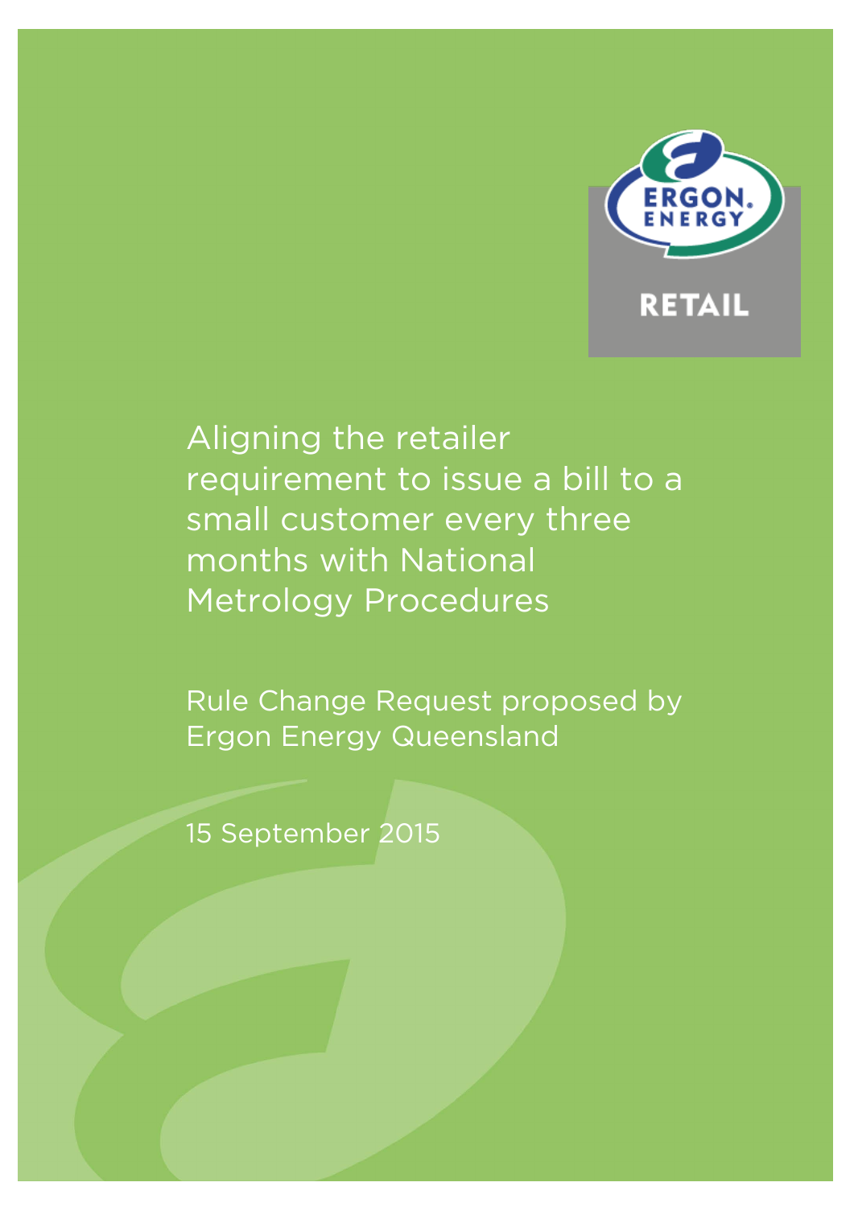ERGON. ENERGY

RETAIL

# Aligning the retailer requirement to issue a bill to a small customer every three months with National Metrology Procedures

Rule Change Request proposed by Ergon Energy Queensland

15 September 2015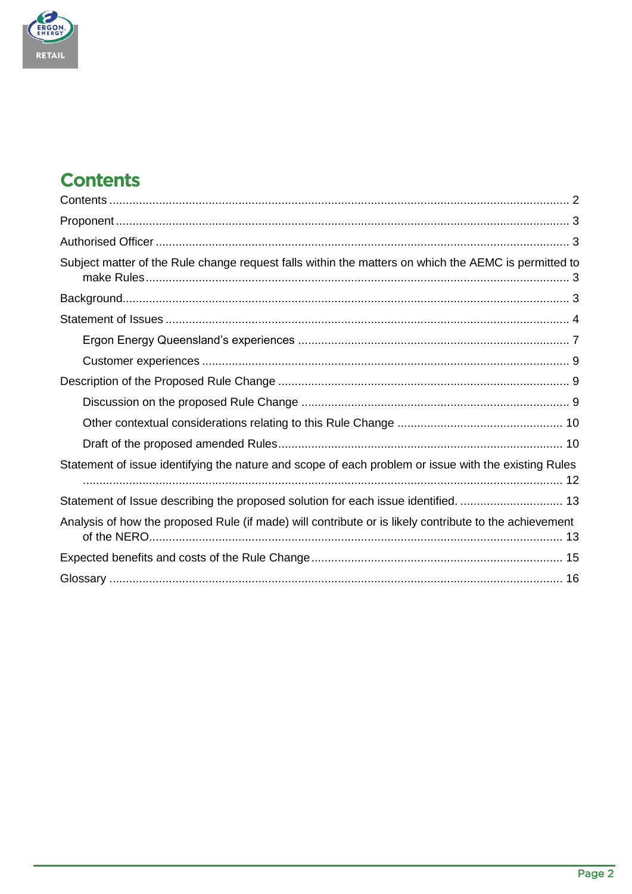# Contents

Contents ........................................................................................................................................ 2

Proponent ...................................................................................................................................... 3

Authorised Officer ......................................................................................................................... 3

Subject matter of the Rule change request falls within the matters on which the AEMC is permitted to make Rules ........................................................................................................................................ 3

Background.................................................................................................................................... 3

Statement of Issues ....................................................................................................................... 4

- Ergon Energy Queensland's experiences ................................................................................. 7
- Customer experiences .............................................................................................................. 9

Description of the Proposed Rule Change ...................................................................................... 9

- Discussion on the proposed Rule Change ................................................................................ 9
- Other contextual considerations relating to this Rule Change ................................................. 10
- Draft of the proposed amended Rules..................................................................................... 10

Statement of issue identifying the nature and scope of each problem or issue with the existing Rules ........................................................................................................................................ 12

Statement of Issue describing the proposed solution for each issue identified. ............................... 13

Analysis of how the proposed Rule (if made) will contribute or is likely contribute to the achievement of the NERO......................................................................................................................... 13

Expected benefits and costs of the Rule Change ........................................................................... 15

Glossary ....................................................................................................................................... 16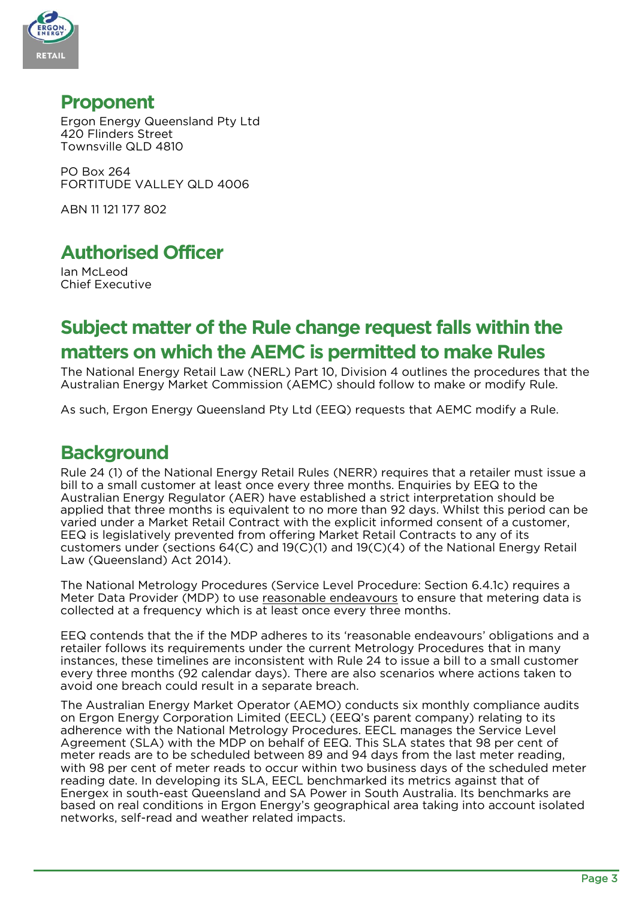## Proponent

Ergon Energy Queensland Pty Ltd
420 Flinders Street
Townsville QLD 4810

PO Box 264
FORTITUDE VALLEY QLD 4006

ABN 11 121 177 802

## Authorised Officer

Ian McLeod
Chief Executive

## Subject matter of the Rule change request falls within the matters on which the AEMC is permitted to make Rules

The National Energy Retail Law (NERL) Part 10, Division 4 outlines the procedures that the Australian Energy Market Commission (AEMC) should follow to make or modify Rule.

As such, Ergon Energy Queensland Pty Ltd (EEQ) requests that AEMC modify a Rule.

## Background

Rule 24 (1) of the National Energy Retail Rules (NERR) requires that a retailer must issue a bill to a small customer at least once every three months. Enquiries by EEQ to the Australian Energy Regulator (AER) have established a strict interpretation should be applied that three months is equivalent to no more than 92 days. Whilst this period can be varied under a Market Retail Contract with the explicit informed consent of a customer, EEQ is legislatively prevented from offering Market Retail Contracts to any of its customers under (sections 64(C) and 19(C)(1) and 19(C)(4) of the National Energy Retail Law (Queensland) Act 2014).

The National Metrology Procedures (Service Level Procedure: Section 6.4.1c) requires a Meter Data Provider (MDP) to use reasonable endeavours to ensure that metering data is collected at a frequency which is at least once every three months.

EEQ contends that the if the MDP adheres to its 'reasonable endeavours' obligations and a retailer follows its requirements under the current Metrology Procedures that in many instances, these timelines are inconsistent with Rule 24 to issue a bill to a small customer every three months (92 calendar days). There are also scenarios where actions taken to avoid one breach could result in a separate breach.

The Australian Energy Market Operator (AEMO) conducts six monthly compliance audits on Ergon Energy Corporation Limited (EECL) (EEQ's parent company) relating to its adherence with the National Metrology Procedures. EECL manages the Service Level Agreement (SLA) with the MDP on behalf of EEQ. This SLA states that 98 per cent of meter reads are to be scheduled between 89 and 94 days from the last meter reading, with 98 per cent of meter reads to occur within two business days of the scheduled meter reading date. In developing its SLA, EECL benchmarked its metrics against that of Energex in south-east Queensland and SA Power in South Australia. Its benchmarks are based on real conditions in Ergon Energy's geographical area taking into account isolated networks, self-read and weather related impacts.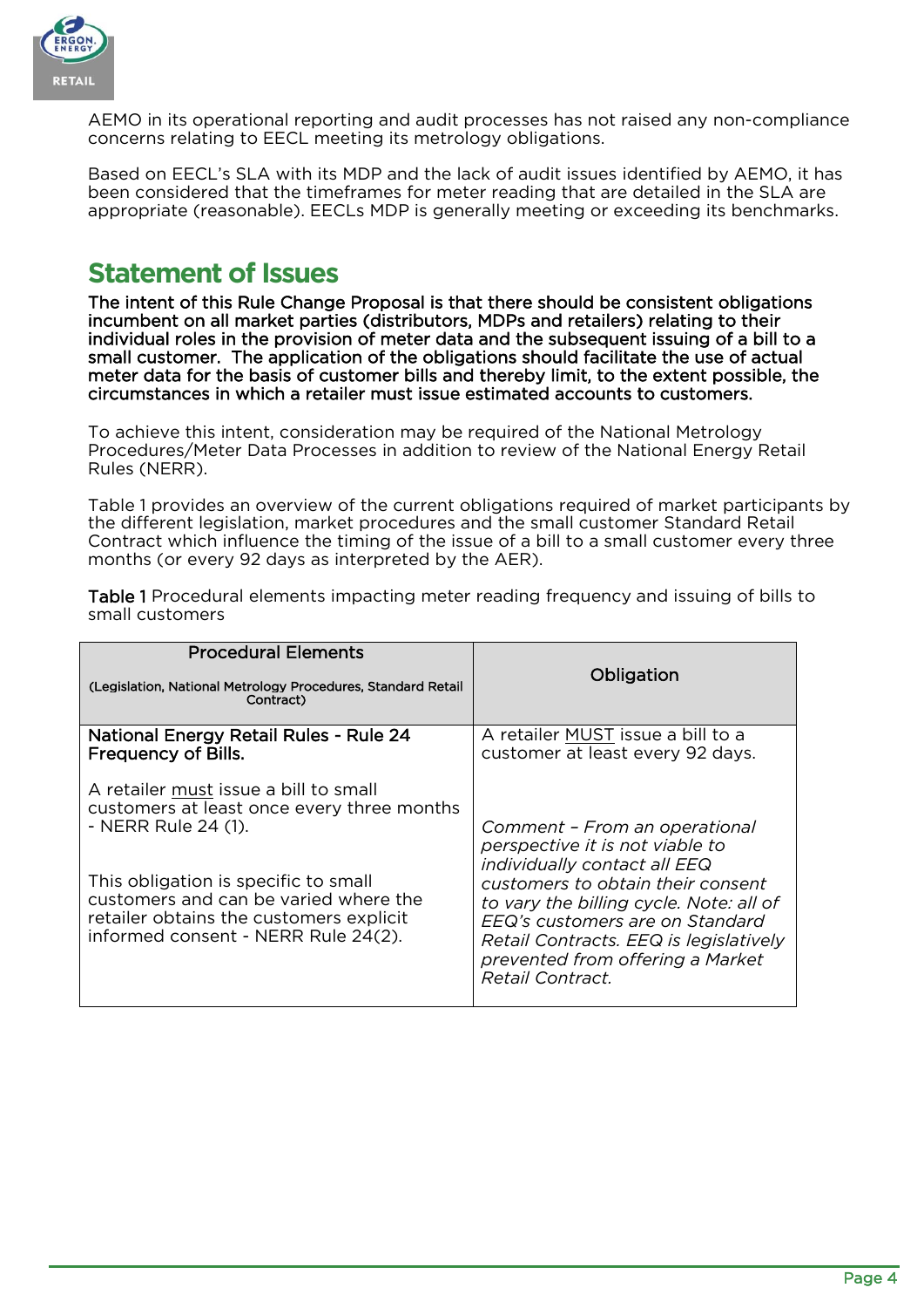AEMO in its operational reporting and audit processes has not raised any non-compliance concerns relating to EECL meeting its metrology obligations.

Based on EECL's SLA with its MDP and the lack of audit issues identified by AEMO, it has been considered that the timeframes for meter reading that are detailed in the SLA are appropriate (reasonable). EECLs MDP is generally meeting or exceeding its benchmarks.

## Statement of Issues

The intent of this Rule Change Proposal is that there should be consistent obligations incumbent on all market parties (distributors, MDPs and retailers) relating to their individual roles in the provision of meter data and the subsequent issuing of a bill to a small customer. The application of the obligations should facilitate the use of actual meter data for the basis of customer bills and thereby limit, to the extent possible, the circumstances in which a retailer must issue estimated accounts to customers.

To achieve this intent, consideration may be required of the National Metrology Procedures/Meter Data Processes in addition to review of the National Energy Retail Rules (NERR).

Table 1 provides an overview of the current obligations required of market participants by the different legislation, market procedures and the small customer Standard Retail Contract which influence the timing of the issue of a bill to a small customer every three months (or every 92 days as interpreted by the AER).

Table 1 Procedural elements impacting meter reading frequency and issuing of bills to small customers

| Procedural Elements<br><br>(Legislation, National Metrology Procedures, Standard Retail Contract) | Obligation |
|---|---|
| National Energy Retail Rules - Rule 24 Frequency of Bills.<br><br>A retailer must issue a bill to small customers at least once every three months - NERR Rule 24 (1).<br><br>This obligation is specific to small customers and can be varied where the retailer obtains the customers explicit informed consent - NERR Rule 24(2). | A retailer MUST issue a bill to a customer at least every 92 days.<br><br>*Comment – From an operational perspective it is not viable to individually contact all EEQ customers to obtain their consent to vary the billing cycle. Note: all of EEQ's customers are on Standard Retail Contracts. EEQ is legislatively prevented from offering a Market Retail Contract.* |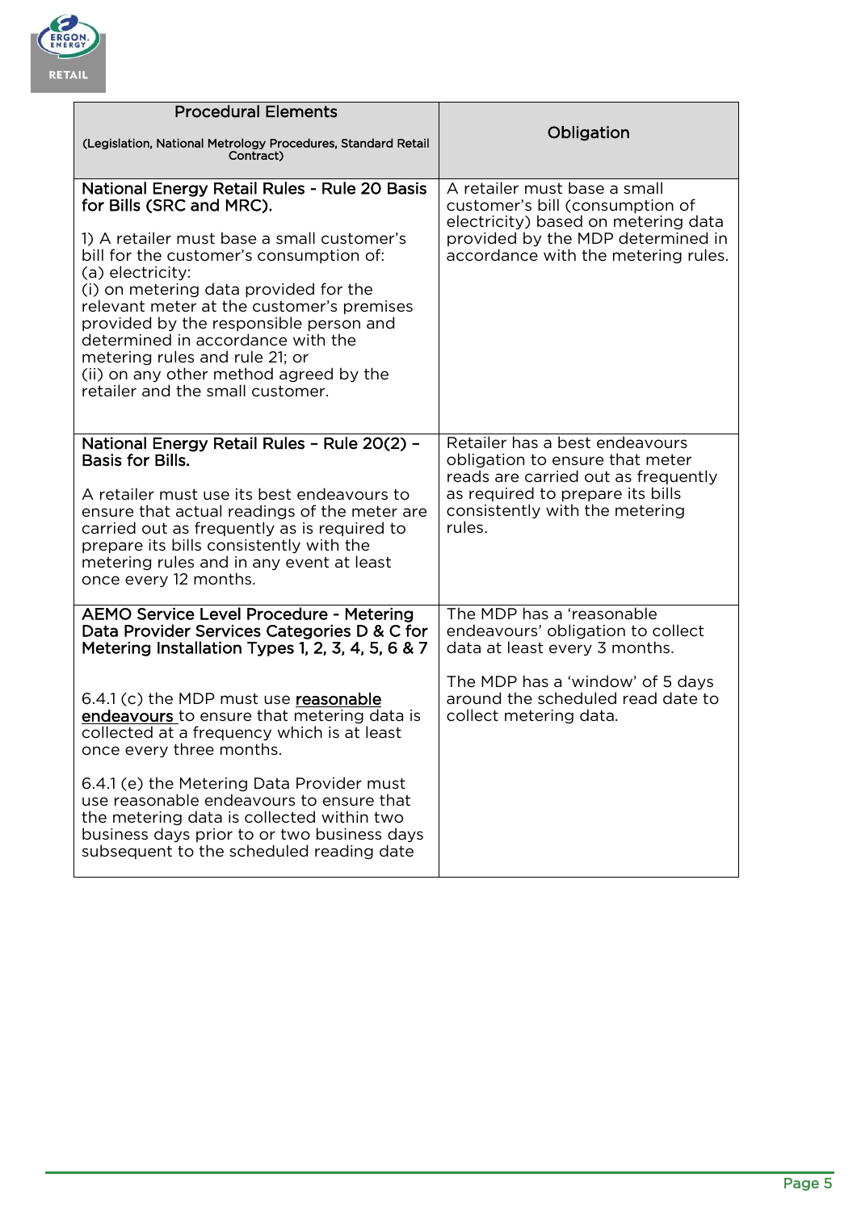| Procedural Elements<br><br>(Legislation, National Metrology Procedures, Standard Retail Contract) | Obligation |
|---|---|
| **National Energy Retail Rules - Rule 20 Basis for Bills (SRC and MRC).**<br><br>1) A retailer must base a small customer's bill for the customer's consumption of:<br>(a) electricity:<br>(i) on metering data provided for the relevant meter at the customer's premises provided by the responsible person and determined in accordance with the metering rules and rule 21; or<br>(ii) on any other method agreed by the retailer and the small customer. | A retailer must base a small customer's bill (consumption of electricity) based on metering data provided by the MDP determined in accordance with the metering rules. |
| **National Energy Retail Rules – Rule 20(2) – Basis for Bills.**<br><br>A retailer must use its best endeavours to ensure that actual readings of the meter are carried out as frequently as is required to prepare its bills consistently with the metering rules and in any event at least once every 12 months. | Retailer has a best endeavours obligation to ensure that meter reads are carried out as frequently as required to prepare its bills consistently with the metering rules. |
| **AEMO Service Level Procedure - Metering Data Provider Services Categories D & C for Metering Installation Types 1, 2, 3, 4, 5, 6 & 7**<br><br>6.4.1 (c) the MDP must use **reasonable endeavours** to ensure that metering data is collected at a frequency which is at least once every three months.<br><br>6.4.1 (e) the Metering Data Provider must use reasonable endeavours to ensure that the metering data is collected within two business days prior to or two business days subsequent to the scheduled reading date | The MDP has a 'reasonable endeavours' obligation to collect data at least every 3 months.<br><br>The MDP has a 'window' of 5 days around the scheduled read date to collect metering data. |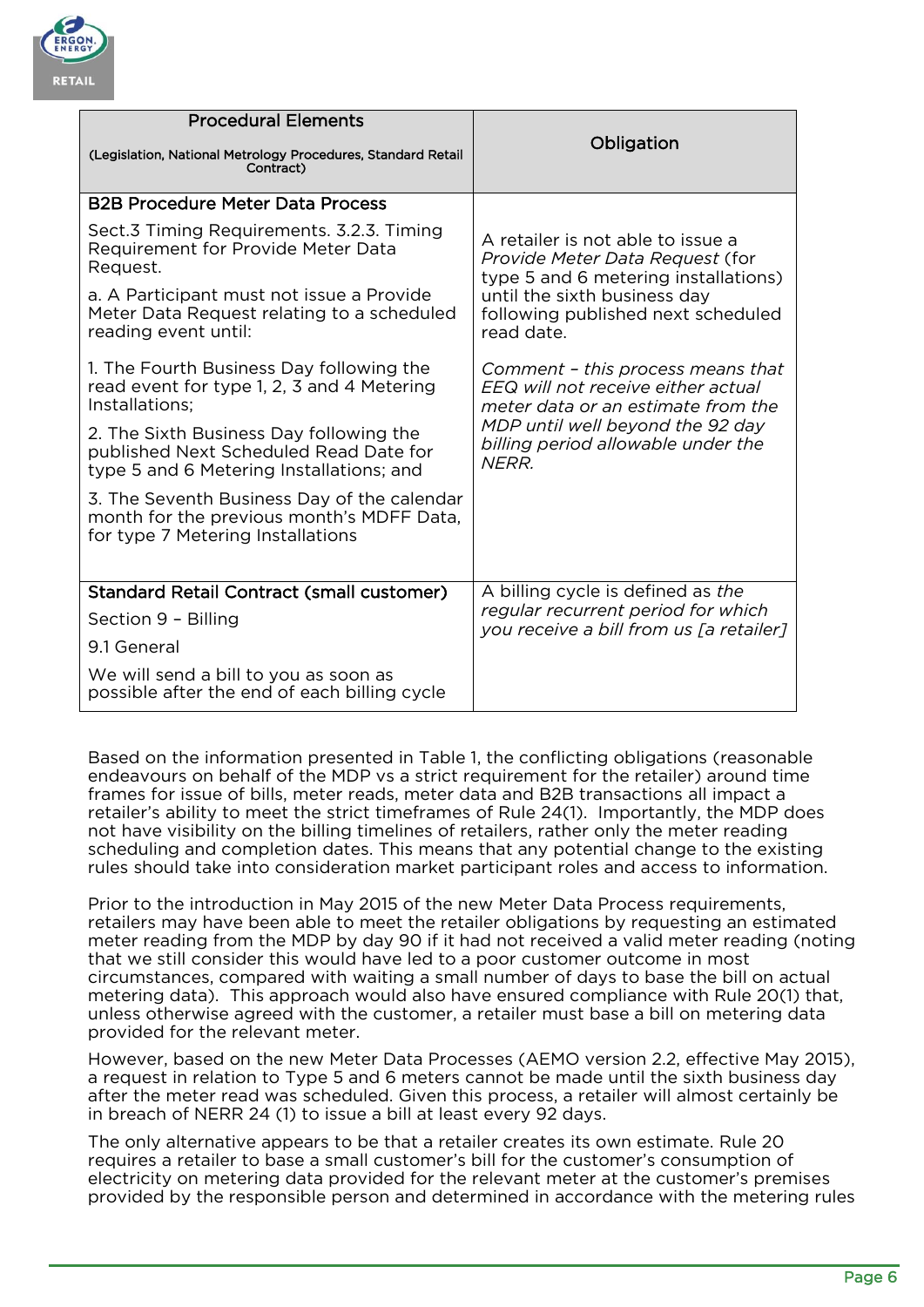| Procedural Elements<br><br>(Legislation, National Metrology Procedures, Standard Retail Contract) | Obligation |
|---|---|
| **B2B Procedure Meter Data Process**<br><br>Sect.3 Timing Requirements. 3.2.3. Timing Requirement for Provide Meter Data Request.<br><br>a. A Participant must not issue a Provide Meter Data Request relating to a scheduled reading event until:<br><br>1. The Fourth Business Day following the read event for type 1, 2, 3 and 4 Metering Installations;<br><br>2. The Sixth Business Day following the published Next Scheduled Read Date for type 5 and 6 Metering Installations; and<br><br>3. The Seventh Business Day of the calendar month for the previous month's MDFF Data, for type 7 Metering Installations | A retailer is not able to issue a *Provide Meter Data Request* (for type 5 and 6 metering installations) until the sixth business day following published next scheduled read date.<br><br>*Comment – this process means that EEQ will not receive either actual meter data or an estimate from the MDP until well beyond the 92 day billing period allowable under the NERR.* |
| **Standard Retail Contract (small customer)**<br><br>Section 9 – Billing<br><br>9.1 General<br><br>We will send a bill to you as soon as possible after the end of each billing cycle | A billing cycle is defined as *the regular recurrent period for which you receive a bill from us [a retailer]* |

Based on the information presented in Table 1, the conflicting obligations (reasonable endeavours on behalf of the MDP vs a strict requirement for the retailer) around time frames for issue of bills, meter reads, meter data and B2B transactions all impact a retailer's ability to meet the strict timeframes of Rule 24(1). Importantly, the MDP does not have visibility on the billing timelines of retailers, rather only the meter reading scheduling and completion dates. This means that any potential change to the existing rules should take into consideration market participant roles and access to information.

Prior to the introduction in May 2015 of the new Meter Data Process requirements, retailers may have been able to meet the retailer obligations by requesting an estimated meter reading from the MDP by day 90 if it had not received a valid meter reading (noting that we still consider this would have led to a poor customer outcome in most circumstances, compared with waiting a small number of days to base the bill on actual metering data). This approach would also have ensured compliance with Rule 20(1) that, unless otherwise agreed with the customer, a retailer must base a bill on metering data provided for the relevant meter.

However, based on the new Meter Data Processes (AEMO version 2.2, effective May 2015), a request in relation to Type 5 and 6 meters cannot be made until the sixth business day after the meter read was scheduled. Given this process, a retailer will almost certainly be in breach of NERR 24 (1) to issue a bill at least every 92 days.

The only alternative appears to be that a retailer creates its own estimate. Rule 20 requires a retailer to base a small customer's bill for the customer's consumption of electricity on metering data provided for the relevant meter at the customer's premises provided by the responsible person and determined in accordance with the metering rules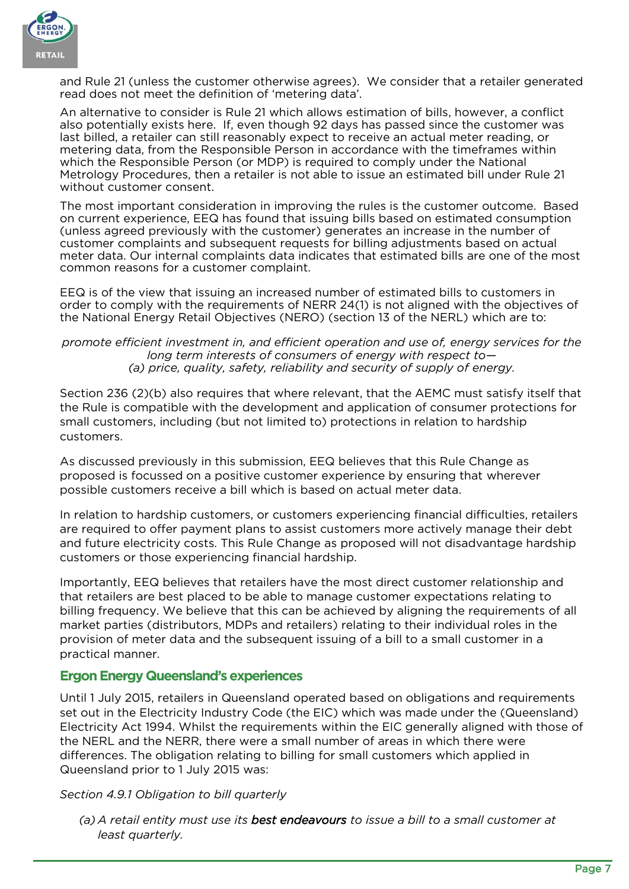and Rule 21 (unless the customer otherwise agrees). We consider that a retailer generated read does not meet the definition of 'metering data'.

An alternative to consider is Rule 21 which allows estimation of bills, however, a conflict also potentially exists here. If, even though 92 days has passed since the customer was last billed, a retailer can still reasonably expect to receive an actual meter reading, or metering data, from the Responsible Person in accordance with the timeframes within which the Responsible Person (or MDP) is required to comply under the National Metrology Procedures, then a retailer is not able to issue an estimated bill under Rule 21 without customer consent.

The most important consideration in improving the rules is the customer outcome. Based on current experience, EEQ has found that issuing bills based on estimated consumption (unless agreed previously with the customer) generates an increase in the number of customer complaints and subsequent requests for billing adjustments based on actual meter data. Our internal complaints data indicates that estimated bills are one of the most common reasons for a customer complaint.

EEQ is of the view that issuing an increased number of estimated bills to customers in order to comply with the requirements of NERR 24(1) is not aligned with the objectives of the National Energy Retail Objectives (NERO) (section 13 of the NERL) which are to:

*promote efficient investment in, and efficient operation and use of, energy services for the long term interests of consumers of energy with respect to—*
*(a) price, quality, safety, reliability and security of supply of energy.*

Section 236 (2)(b) also requires that where relevant, that the AEMC must satisfy itself that the Rule is compatible with the development and application of consumer protections for small customers, including (but not limited to) protections in relation to hardship customers.

As discussed previously in this submission, EEQ believes that this Rule Change as proposed is focussed on a positive customer experience by ensuring that wherever possible customers receive a bill which is based on actual meter data.

In relation to hardship customers, or customers experiencing financial difficulties, retailers are required to offer payment plans to assist customers more actively manage their debt and future electricity costs. This Rule Change as proposed will not disadvantage hardship customers or those experiencing financial hardship.

Importantly, EEQ believes that retailers have the most direct customer relationship and that retailers are best placed to be able to manage customer expectations relating to billing frequency. We believe that this can be achieved by aligning the requirements of all market parties (distributors, MDPs and retailers) relating to their individual roles in the provision of meter data and the subsequent issuing of a bill to a small customer in a practical manner.

## Ergon Energy Queensland's experiences

Until 1 July 2015, retailers in Queensland operated based on obligations and requirements set out in the Electricity Industry Code (the EIC) which was made under the (Queensland) Electricity Act 1994. Whilst the requirements within the EIC generally aligned with those of the NERL and the NERR, there were a small number of areas in which there were differences. The obligation relating to billing for small customers which applied in Queensland prior to 1 July 2015 was:

*Section 4.9.1 Obligation to bill quarterly*

*(a) A retail entity must use its* ***best endeavours*** *to issue a bill to a small customer at least quarterly.*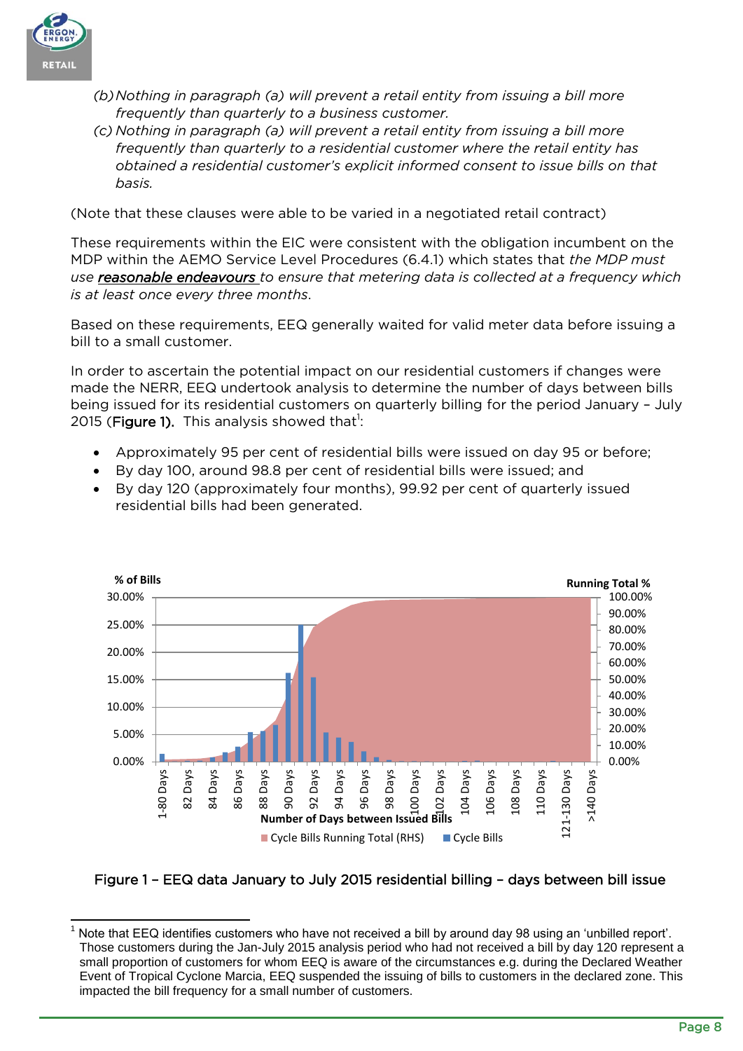*(b) Nothing in paragraph (a) will prevent a retail entity from issuing a bill more frequently than quarterly to a business customer.*

*(c) Nothing in paragraph (a) will prevent a retail entity from issuing a bill more frequently than quarterly to a residential customer where the retail entity has obtained a residential customer's explicit informed consent to issue bills on that basis.*

(Note that these clauses were able to be varied in a negotiated retail contract)

These requirements within the EIC were consistent with the obligation incumbent on the MDP within the AEMO Service Level Procedures (6.4.1) which states that *the MDP must use* ***reasonable endeavours*** *to ensure that metering data is collected at a frequency which is at least once every three months*.

Based on these requirements, EEQ generally waited for valid meter data before issuing a bill to a small customer.

In order to ascertain the potential impact on our residential customers if changes were made the NERR, EEQ undertook analysis to determine the number of days between bills being issued for its residential customers on quarterly billing for the period January – July 2015 (**Figure 1**). This analysis showed that[1]:

- Approximately 95 per cent of residential bills were issued on day 95 or before;
- By day 100, around 98.8 per cent of residential bills were issued; and
- By day 120 (approximately four months), 99.92 per cent of quarterly issued residential bills had been generated.

**Figure 1 – EEQ data January to July 2015 residential billing – days between bill issue**

[1] Note that EEQ identifies customers who have not received a bill by around day 98 using an 'unbilled report'. Those customers during the Jan-July 2015 analysis period who had not received a bill by day 120 represent a small proportion of customers for whom EEQ is aware of the circumstances e.g. during the Declared Weather Event of Tropical Cyclone Marcia, EEQ suspended the issuing of bills to customers in the declared zone. This impacted the bill frequency for a small number of customers.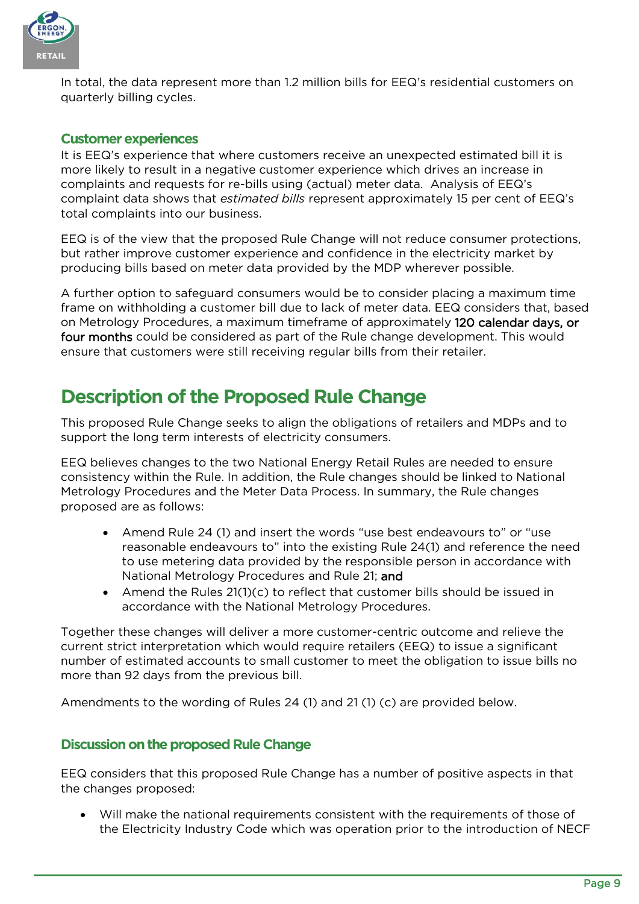In total, the data represent more than 1.2 million bills for EEQ's residential customers on quarterly billing cycles.

### Customer experiences

It is EEQ's experience that where customers receive an unexpected estimated bill it is more likely to result in a negative customer experience which drives an increase in complaints and requests for re-bills using (actual) meter data.  Analysis of EEQ's complaint data shows that *estimated bills* represent approximately 15 per cent of EEQ's total complaints into our business.

EEQ is of the view that the proposed Rule Change will not reduce consumer protections, but rather improve customer experience and confidence in the electricity market by producing bills based on meter data provided by the MDP wherever possible.

A further option to safeguard consumers would be to consider placing a maximum time frame on withholding a customer bill due to lack of meter data. EEQ considers that, based on Metrology Procedures, a maximum timeframe of approximately 120 calendar days, or four months could be considered as part of the Rule change development. This would ensure that customers were still receiving regular bills from their retailer.

## Description of the Proposed Rule Change

This proposed Rule Change seeks to align the obligations of retailers and MDPs and to support the long term interests of electricity consumers.

EEQ believes changes to the two National Energy Retail Rules are needed to ensure consistency within the Rule. In addition, the Rule changes should be linked to National Metrology Procedures and the Meter Data Process. In summary, the Rule changes proposed are as follows:

- Amend Rule 24 (1) and insert the words "use best endeavours to" or "use reasonable endeavours to" into the existing Rule 24(1) and reference the need to use metering data provided by the responsible person in accordance with National Metrology Procedures and Rule 21; and
- Amend the Rules 21(1)(c) to reflect that customer bills should be issued in accordance with the National Metrology Procedures.

Together these changes will deliver a more customer-centric outcome and relieve the current strict interpretation which would require retailers (EEQ) to issue a significant number of estimated accounts to small customer to meet the obligation to issue bills no more than 92 days from the previous bill.

Amendments to the wording of Rules 24 (1) and 21 (1) (c) are provided below.

### Discussion on the proposed Rule Change

EEQ considers that this proposed Rule Change has a number of positive aspects in that the changes proposed:

- Will make the national requirements consistent with the requirements of those of the Electricity Industry Code which was operation prior to the introduction of NECF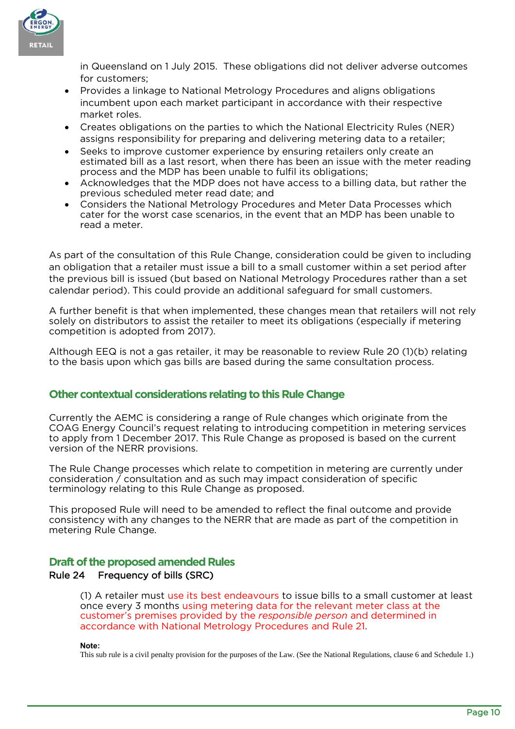in Queensland on 1 July 2015. These obligations did not deliver adverse outcomes for customers;

- Provides a linkage to National Metrology Procedures and aligns obligations incumbent upon each market participant in accordance with their respective market roles.
- Creates obligations on the parties to which the National Electricity Rules (NER) assigns responsibility for preparing and delivering metering data to a retailer;
- Seeks to improve customer experience by ensuring retailers only create an estimated bill as a last resort, when there has been an issue with the meter reading process and the MDP has been unable to fulfil its obligations;
- Acknowledges that the MDP does not have access to a billing data, but rather the previous scheduled meter read date; and
- Considers the National Metrology Procedures and Meter Data Processes which cater for the worst case scenarios, in the event that an MDP has been unable to read a meter.

As part of the consultation of this Rule Change, consideration could be given to including an obligation that a retailer must issue a bill to a small customer within a set period after the previous bill is issued (but based on National Metrology Procedures rather than a set calendar period). This could provide an additional safeguard for small customers.

A further benefit is that when implemented, these changes mean that retailers will not rely solely on distributors to assist the retailer to meet its obligations (especially if metering competition is adopted from 2017).

Although EEQ is not a gas retailer, it may be reasonable to review Rule 20 (1)(b) relating to the basis upon which gas bills are based during the same consultation process.

## Other contextual considerations relating to this Rule Change

Currently the AEMC is considering a range of Rule changes which originate from the COAG Energy Council's request relating to introducing competition in metering services to apply from 1 December 2017. This Rule Change as proposed is based on the current version of the NERR provisions.

The Rule Change processes which relate to competition in metering are currently under consideration / consultation and as such may impact consideration of specific terminology relating to this Rule Change as proposed.

This proposed Rule will need to be amended to reflect the final outcome and provide consistency with any changes to the NERR that are made as part of the competition in metering Rule Change.

## Draft of the proposed amended Rules

Rule 24 Frequency of bills (SRC)

(1) A retailer must use its best endeavours to issue bills to a small customer at least once every 3 months using metering data for the relevant meter class at the customer's premises provided by the *responsible person* and determined in accordance with National Metrology Procedures and Rule 21.

**Note:**
This sub rule is a civil penalty provision for the purposes of the Law. (See the National Regulations, clause 6 and Schedule 1.)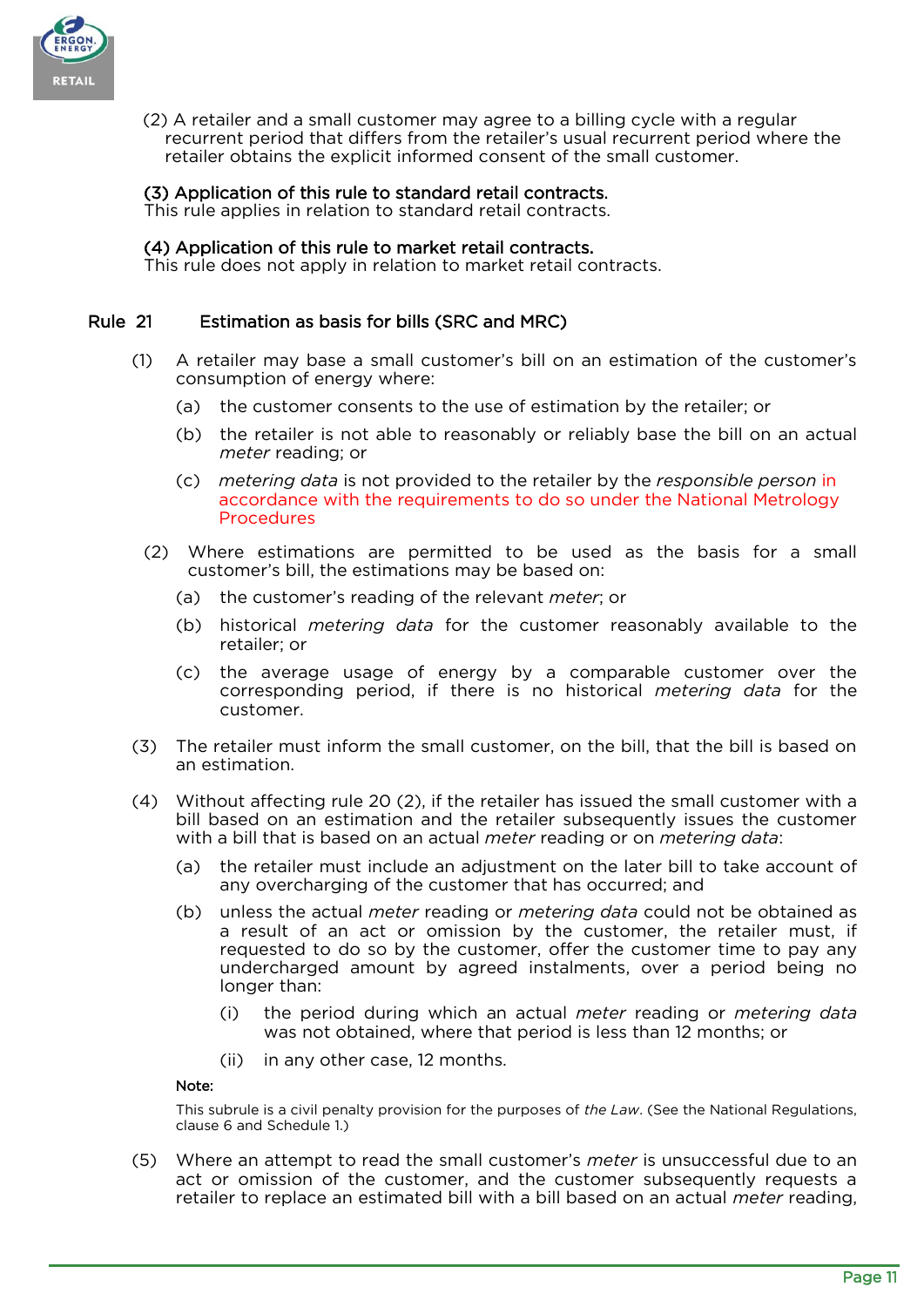(2) A retailer and a small customer may agree to a billing cycle with a regular recurrent period that differs from the retailer's usual recurrent period where the retailer obtains the explicit informed consent of the small customer.

**(3) Application of this rule to standard retail contracts.**
This rule applies in relation to standard retail contracts.

**(4) Application of this rule to market retail contracts.**
This rule does not apply in relation to market retail contracts.

## Rule 21 Estimation as basis for bills (SRC and MRC)

(1) A retailer may base a small customer's bill on an estimation of the customer's consumption of energy where:

(a) the customer consents to the use of estimation by the retailer; or

(b) the retailer is not able to reasonably or reliably base the bill on an actual *meter* reading; or

(c) *metering data* is not provided to the retailer by the *responsible person* in accordance with the requirements to do so under the National Metrology Procedures

(2) Where estimations are permitted to be used as the basis for a small customer's bill, the estimations may be based on:

(a) the customer's reading of the relevant *meter*; or

(b) historical *metering data* for the customer reasonably available to the retailer; or

(c) the average usage of energy by a comparable customer over the corresponding period, if there is no historical *metering data* for the customer.

(3) The retailer must inform the small customer, on the bill, that the bill is based on an estimation.

(4) Without affecting rule 20 (2), if the retailer has issued the small customer with a bill based on an estimation and the retailer subsequently issues the customer with a bill that is based on an actual *meter* reading or on *metering data*:

(a) the retailer must include an adjustment on the later bill to take account of any overcharging of the customer that has occurred; and

(b) unless the actual *meter* reading or *metering data* could not be obtained as a result of an act or omission by the customer, the retailer must, if requested to do so by the customer, offer the customer time to pay any undercharged amount by agreed instalments, over a period being no longer than:

(i) the period during which an actual *meter* reading or *metering data* was not obtained, where that period is less than 12 months; or

(ii) in any other case, 12 months.

Note:

This subrule is a civil penalty provision for the purposes of *the Law*. (See the National Regulations, clause 6 and Schedule 1.)

(5) Where an attempt to read the small customer's *meter* is unsuccessful due to an act or omission of the customer, and the customer subsequently requests a retailer to replace an estimated bill with a bill based on an actual *meter* reading,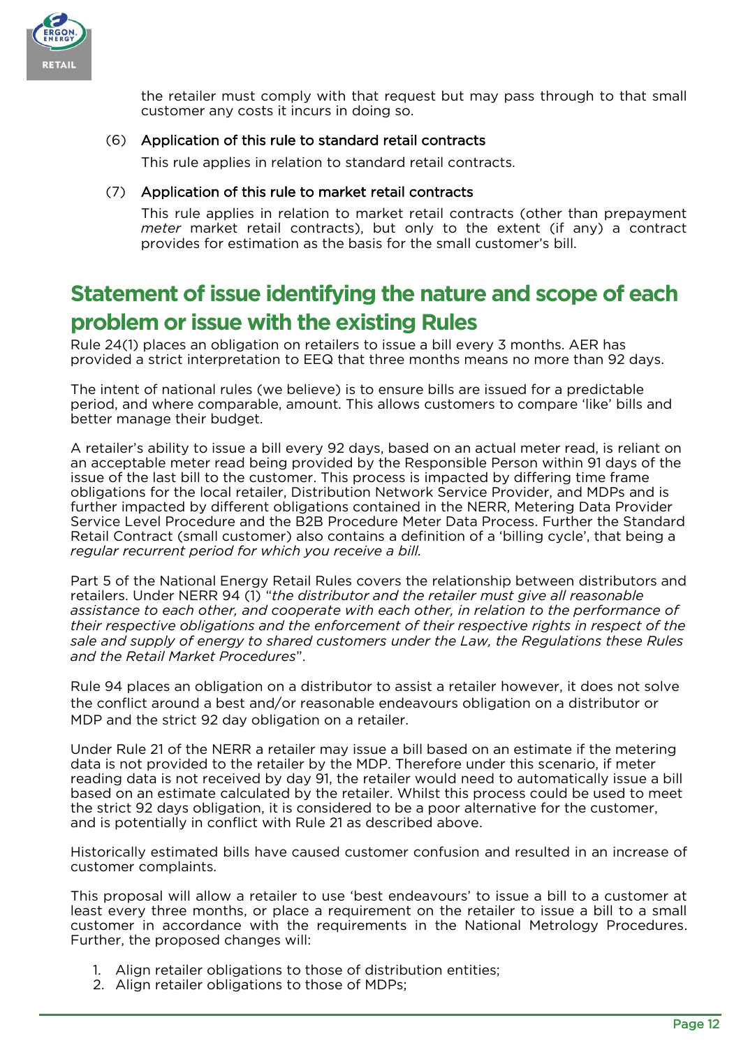the retailer must comply with that request but may pass through to that small customer any costs it incurs in doing so.

(6) Application of this rule to standard retail contracts

This rule applies in relation to standard retail contracts.

(7) Application of this rule to market retail contracts

This rule applies in relation to market retail contracts (other than prepayment *meter* market retail contracts), but only to the extent (if any) a contract provides for estimation as the basis for the small customer's bill.

## Statement of issue identifying the nature and scope of each problem or issue with the existing Rules

Rule 24(1) places an obligation on retailers to issue a bill every 3 months. AER has provided a strict interpretation to EEQ that three months means no more than 92 days.

The intent of national rules (we believe) is to ensure bills are issued for a predictable period, and where comparable, amount. This allows customers to compare 'like' bills and better manage their budget.

A retailer's ability to issue a bill every 92 days, based on an actual meter read, is reliant on an acceptable meter read being provided by the Responsible Person within 91 days of the issue of the last bill to the customer. This process is impacted by differing time frame obligations for the local retailer, Distribution Network Service Provider, and MDPs and is further impacted by different obligations contained in the NERR, Metering Data Provider Service Level Procedure and the B2B Procedure Meter Data Process. Further the Standard Retail Contract (small customer) also contains a definition of a 'billing cycle', that being a *regular recurrent period for which you receive a bill.*

Part 5 of the National Energy Retail Rules covers the relationship between distributors and retailers. Under NERR 94 (1) "*the distributor and the retailer must give all reasonable assistance to each other, and cooperate with each other, in relation to the performance of their respective obligations and the enforcement of their respective rights in respect of the sale and supply of energy to shared customers under the Law, the Regulations these Rules and the Retail Market Procedures*".

Rule 94 places an obligation on a distributor to assist a retailer however, it does not solve the conflict around a best and/or reasonable endeavours obligation on a distributor or MDP and the strict 92 day obligation on a retailer.

Under Rule 21 of the NERR a retailer may issue a bill based on an estimate if the metering data is not provided to the retailer by the MDP. Therefore under this scenario, if meter reading data is not received by day 91, the retailer would need to automatically issue a bill based on an estimate calculated by the retailer. Whilst this process could be used to meet the strict 92 days obligation, it is considered to be a poor alternative for the customer, and is potentially in conflict with Rule 21 as described above.

Historically estimated bills have caused customer confusion and resulted in an increase of customer complaints.

This proposal will allow a retailer to use 'best endeavours' to issue a bill to a customer at least every three months, or place a requirement on the retailer to issue a bill to a small customer in accordance with the requirements in the National Metrology Procedures. Further, the proposed changes will:

1. Align retailer obligations to those of distribution entities;
2. Align retailer obligations to those of MDPs;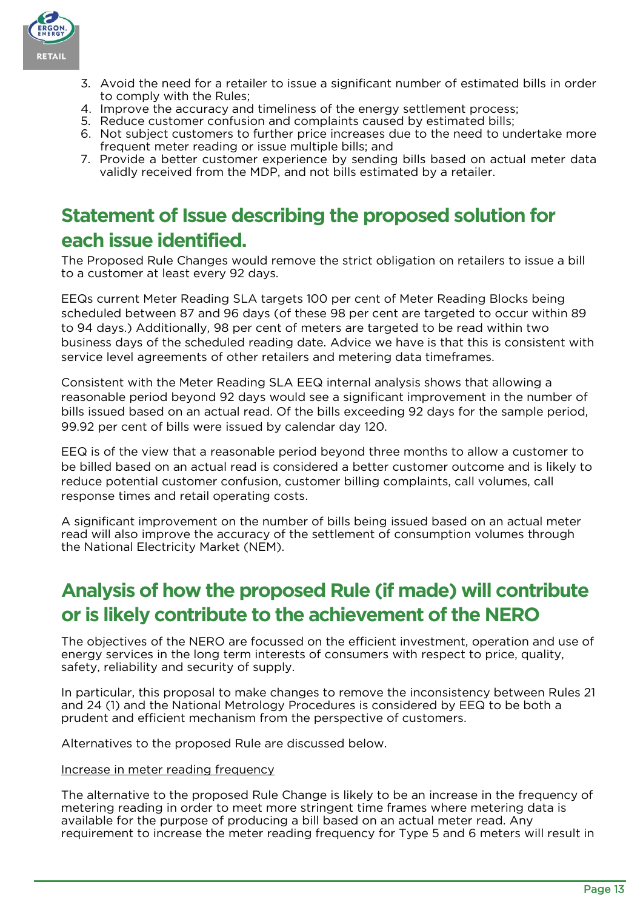3. Avoid the need for a retailer to issue a significant number of estimated bills in order to comply with the Rules;
4. Improve the accuracy and timeliness of the energy settlement process;
5. Reduce customer confusion and complaints caused by estimated bills;
6. Not subject customers to further price increases due to the need to undertake more frequent meter reading or issue multiple bills; and
7. Provide a better customer experience by sending bills based on actual meter data validly received from the MDP, and not bills estimated by a retailer.

## Statement of Issue describing the proposed solution for each issue identified.

The Proposed Rule Changes would remove the strict obligation on retailers to issue a bill to a customer at least every 92 days.

EEQs current Meter Reading SLA targets 100 per cent of Meter Reading Blocks being scheduled between 87 and 96 days (of these 98 per cent are targeted to occur within 89 to 94 days.) Additionally, 98 per cent of meters are targeted to be read within two business days of the scheduled reading date. Advice we have is that this is consistent with service level agreements of other retailers and metering data timeframes.

Consistent with the Meter Reading SLA EEQ internal analysis shows that allowing a reasonable period beyond 92 days would see a significant improvement in the number of bills issued based on an actual read. Of the bills exceeding 92 days for the sample period, 99.92 per cent of bills were issued by calendar day 120.

EEQ is of the view that a reasonable period beyond three months to allow a customer to be billed based on an actual read is considered a better customer outcome and is likely to reduce potential customer confusion, customer billing complaints, call volumes, call response times and retail operating costs.

A significant improvement on the number of bills being issued based on an actual meter read will also improve the accuracy of the settlement of consumption volumes through the National Electricity Market (NEM).

## Analysis of how the proposed Rule (if made) will contribute or is likely contribute to the achievement of the NERO

The objectives of the NERO are focussed on the efficient investment, operation and use of energy services in the long term interests of consumers with respect to price, quality, safety, reliability and security of supply.

In particular, this proposal to make changes to remove the inconsistency between Rules 21 and 24 (1) and the National Metrology Procedures is considered by EEQ to be both a prudent and efficient mechanism from the perspective of customers.

Alternatives to the proposed Rule are discussed below.

Increase in meter reading frequency

The alternative to the proposed Rule Change is likely to be an increase in the frequency of metering reading in order to meet more stringent time frames where metering data is available for the purpose of producing a bill based on an actual meter read. Any requirement to increase the meter reading frequency for Type 5 and 6 meters will result in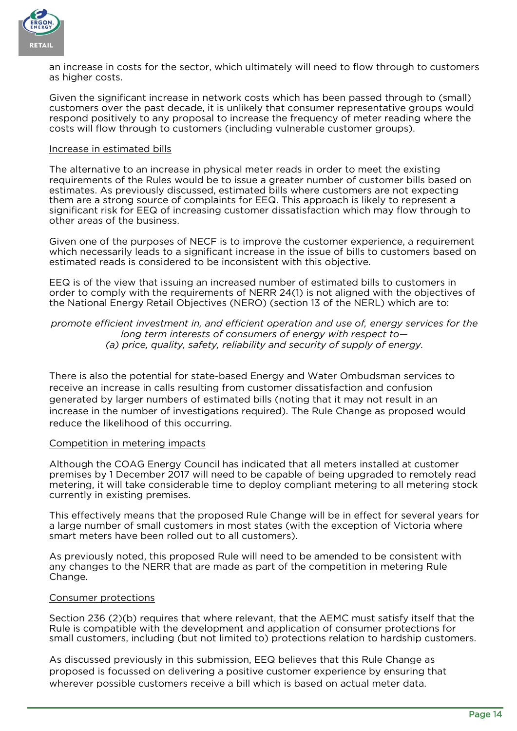an increase in costs for the sector, which ultimately will need to flow through to customers as higher costs.

Given the significant increase in network costs which has been passed through to (small) customers over the past decade, it is unlikely that consumer representative groups would respond positively to any proposal to increase the frequency of meter reading where the costs will flow through to customers (including vulnerable customer groups).

<u>Increase in estimated bills</u>

The alternative to an increase in physical meter reads in order to meet the existing requirements of the Rules would be to issue a greater number of customer bills based on estimates. As previously discussed, estimated bills where customers are not expecting them are a strong source of complaints for EEQ. This approach is likely to represent a significant risk for EEQ of increasing customer dissatisfaction which may flow through to other areas of the business.

Given one of the purposes of NECF is to improve the customer experience, a requirement which necessarily leads to a significant increase in the issue of bills to customers based on estimated reads is considered to be inconsistent with this objective.

EEQ is of the view that issuing an increased number of estimated bills to customers in order to comply with the requirements of NERR 24(1) is not aligned with the objectives of the National Energy Retail Objectives (NERO) (section 13 of the NERL) which are to:

> *promote efficient investment in, and efficient operation and use of, energy services for the long term interests of consumers of energy with respect to—*
> *(a) price, quality, safety, reliability and security of supply of energy.*

There is also the potential for state-based Energy and Water Ombudsman services to receive an increase in calls resulting from customer dissatisfaction and confusion generated by larger numbers of estimated bills (noting that it may not result in an increase in the number of investigations required). The Rule Change as proposed would reduce the likelihood of this occurring.

<u>Competition in metering impacts</u>

Although the COAG Energy Council has indicated that all meters installed at customer premises by 1 December 2017 will need to be capable of being upgraded to remotely read metering, it will take considerable time to deploy compliant metering to all metering stock currently in existing premises.

This effectively means that the proposed Rule Change will be in effect for several years for a large number of small customers in most states (with the exception of Victoria where smart meters have been rolled out to all customers).

As previously noted, this proposed Rule will need to be amended to be consistent with any changes to the NERR that are made as part of the competition in metering Rule Change.

<u>Consumer protections</u>

Section 236 (2)(b) requires that where relevant, that the AEMC must satisfy itself that the Rule is compatible with the development and application of consumer protections for small customers, including (but not limited to) protections relation to hardship customers.

As discussed previously in this submission, EEQ believes that this Rule Change as proposed is focussed on delivering a positive customer experience by ensuring that wherever possible customers receive a bill which is based on actual meter data.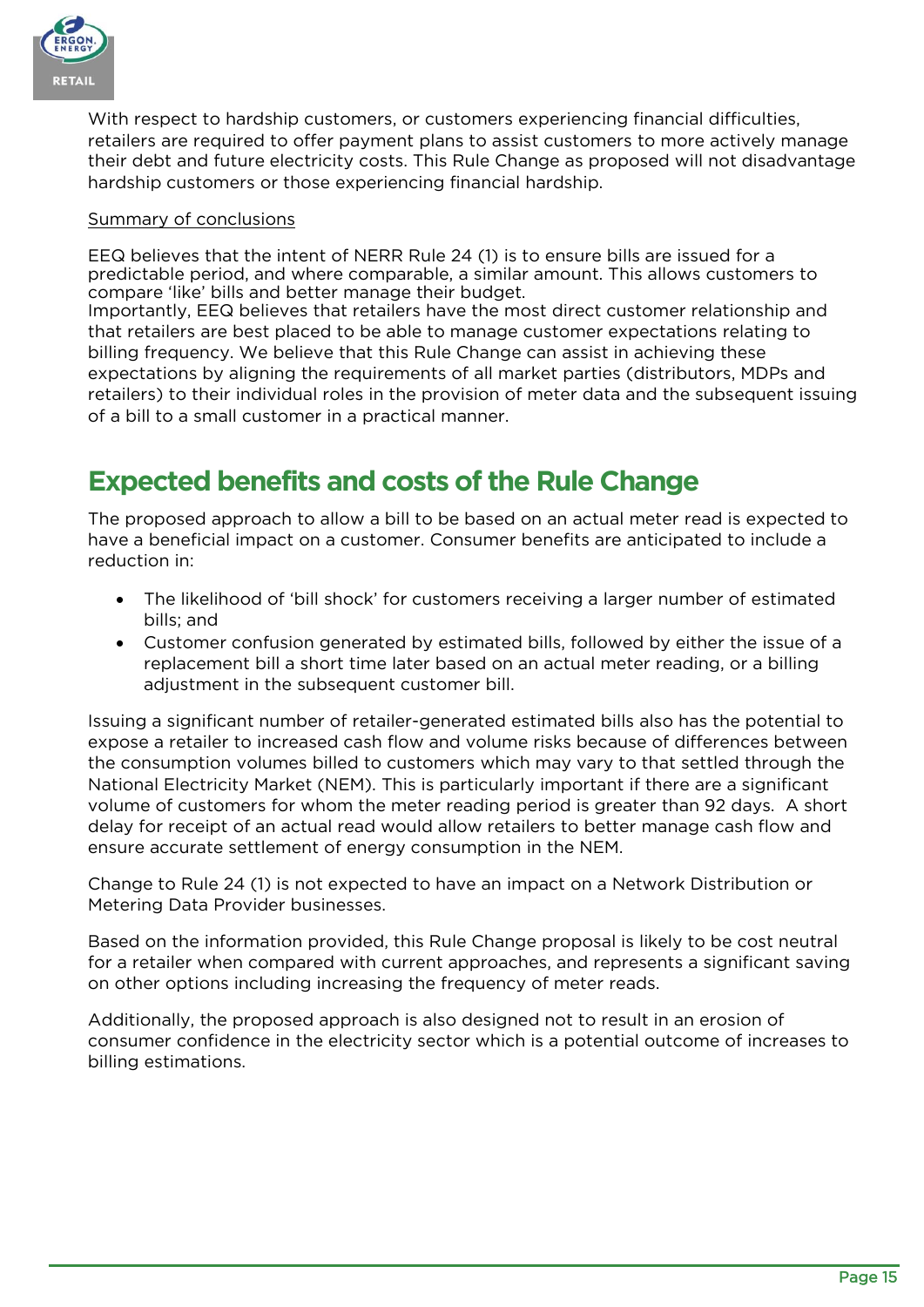With respect to hardship customers, or customers experiencing financial difficulties, retailers are required to offer payment plans to assist customers to more actively manage their debt and future electricity costs. This Rule Change as proposed will not disadvantage hardship customers or those experiencing financial hardship.

<u>Summary of conclusions</u>

EEQ believes that the intent of NERR Rule 24 (1) is to ensure bills are issued for a predictable period, and where comparable, a similar amount. This allows customers to compare 'like' bills and better manage their budget.
Importantly, EEQ believes that retailers have the most direct customer relationship and that retailers are best placed to be able to manage customer expectations relating to billing frequency. We believe that this Rule Change can assist in achieving these expectations by aligning the requirements of all market parties (distributors, MDPs and retailers) to their individual roles in the provision of meter data and the subsequent issuing of a bill to a small customer in a practical manner.

## Expected benefits and costs of the Rule Change

The proposed approach to allow a bill to be based on an actual meter read is expected to have a beneficial impact on a customer. Consumer benefits are anticipated to include a reduction in:

- The likelihood of 'bill shock' for customers receiving a larger number of estimated bills; and
- Customer confusion generated by estimated bills, followed by either the issue of a replacement bill a short time later based on an actual meter reading, or a billing adjustment in the subsequent customer bill.

Issuing a significant number of retailer-generated estimated bills also has the potential to expose a retailer to increased cash flow and volume risks because of differences between the consumption volumes billed to customers which may vary to that settled through the National Electricity Market (NEM). This is particularly important if there are a significant volume of customers for whom the meter reading period is greater than 92 days. A short delay for receipt of an actual read would allow retailers to better manage cash flow and ensure accurate settlement of energy consumption in the NEM.

Change to Rule 24 (1) is not expected to have an impact on a Network Distribution or Metering Data Provider businesses.

Based on the information provided, this Rule Change proposal is likely to be cost neutral for a retailer when compared with current approaches, and represents a significant saving on other options including increasing the frequency of meter reads.

Additionally, the proposed approach is also designed not to result in an erosion of consumer confidence in the electricity sector which is a potential outcome of increases to billing estimations.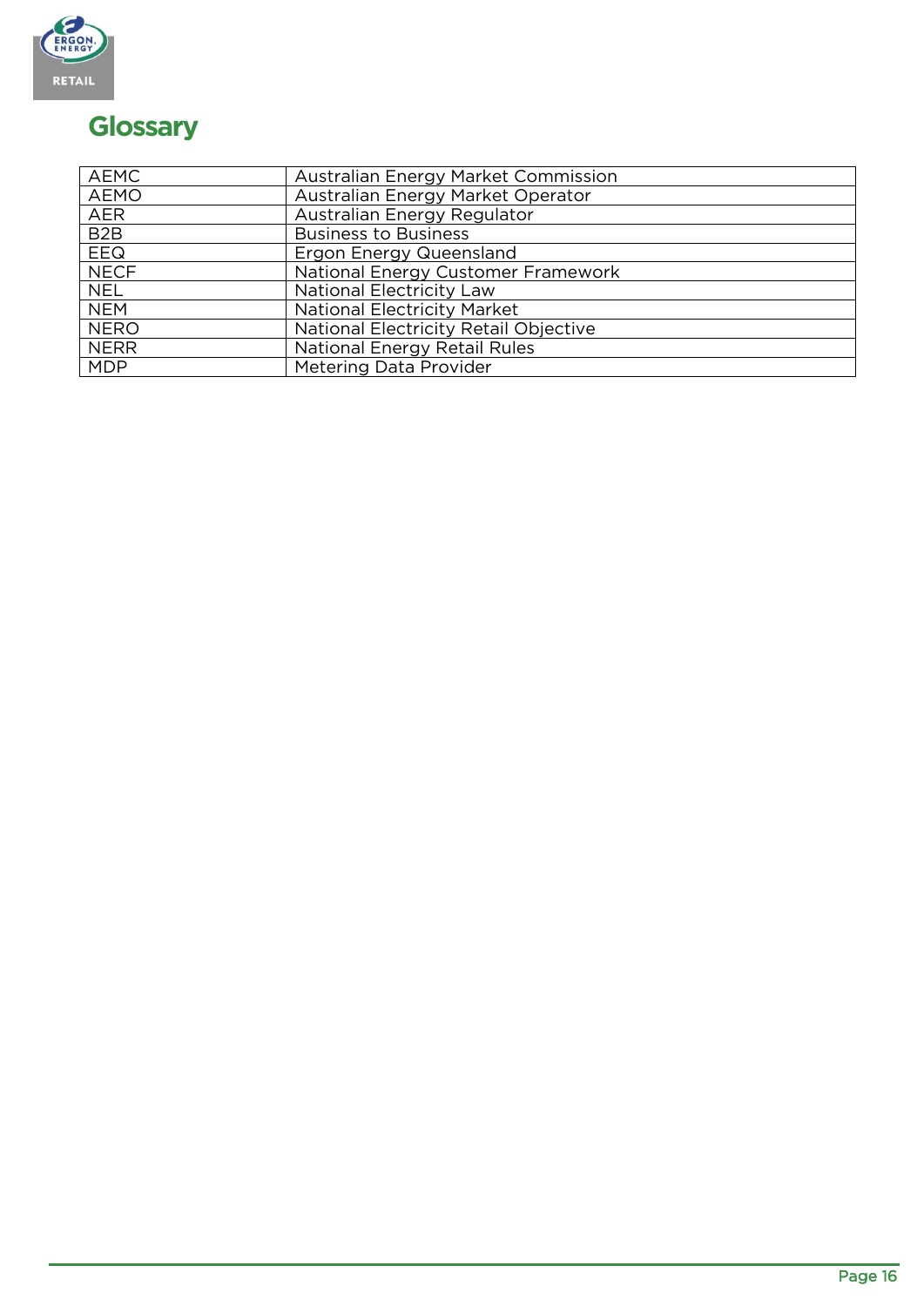## Glossary

| | |
|---|---|
| AEMC | Australian Energy Market Commission |
| AEMO | Australian Energy Market Operator |
| AER | Australian Energy Regulator |
| B2B | Business to Business |
| EEQ | Ergon Energy Queensland |
| NECF | National Energy Customer Framework |
| NEL | National Electricity Law |
| NEM | National Electricity Market |
| NERO | National Electricity Retail Objective |
| NERR | National Energy Retail Rules |
| MDP | Metering Data Provider |